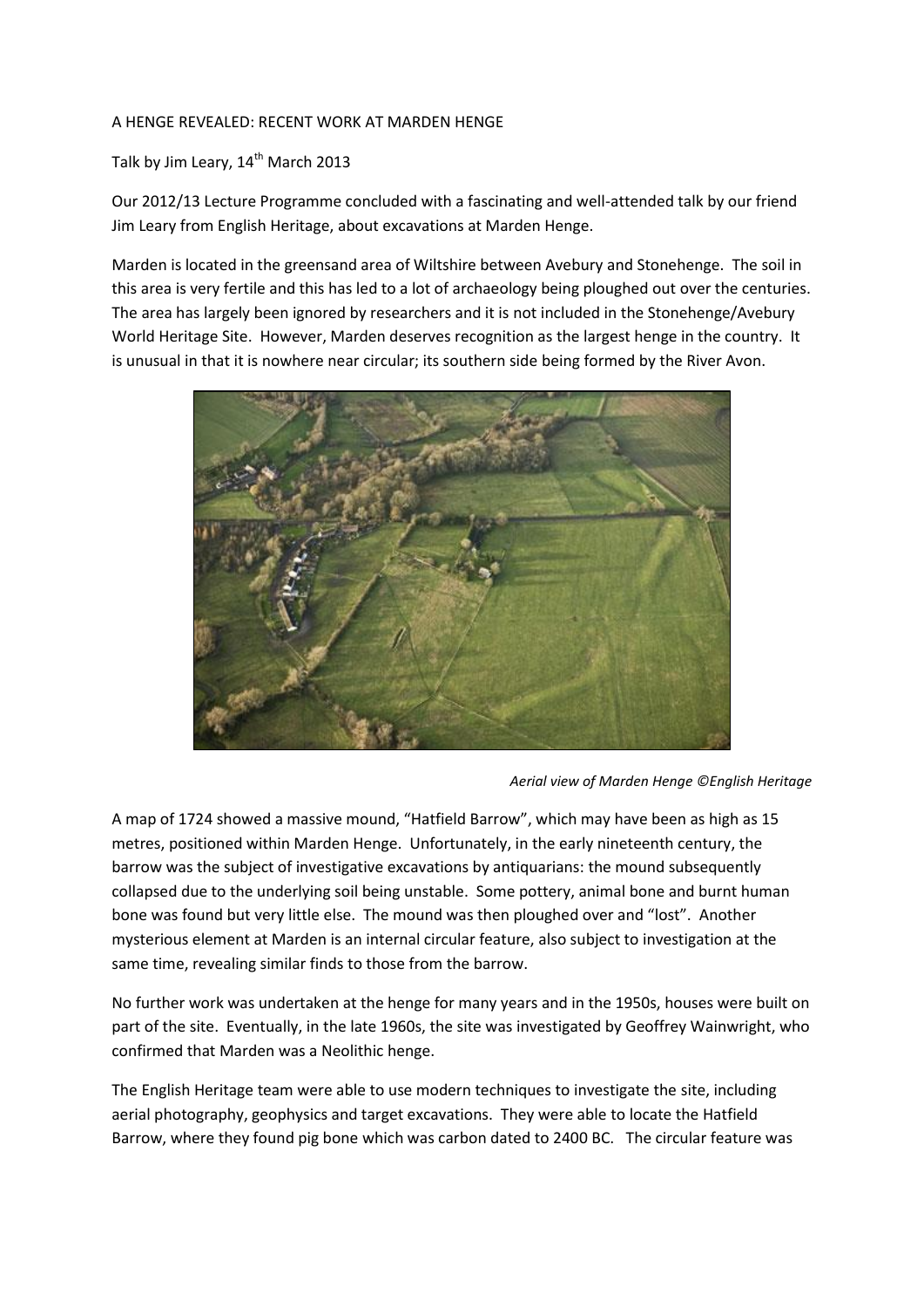A HENGE REVEALED: RECENT WORK AT MARDEN HENGE

Talk by Jim Leary, 14th March 2013

Our 2012/13 Lecture Programme concluded with a fascinating and well-attended talk by our friend Jim Leary from English Heritage, about excavations at Marden Henge.

Marden is located in the greensand area of Wiltshire between Avebury and Stonehenge. The soil in this area is very fertile and this has led to a lot of archaeology being ploughed out over the centuries. The area has largely been ignored by researchers and it is not included in the Stonehenge/Avebury World Heritage Site. However, Marden deserves recognition as the largest henge in the country. It is unusual in that it is nowhere near circular; its southern side being formed by the River Avon.

*Aerial view of Marden Henge ©English Heritage*

A map of 1724 showed a massive mound, "Hatfield Barrow", which may have been as high as 15 metres, positioned within Marden Henge. Unfortunately, in the early nineteenth century, the barrow was the subject of investigative excavations by antiquarians: the mound subsequently collapsed due to the underlying soil being unstable. Some pottery, animal bone and burnt human bone was found but very little else. The mound was then ploughed over and "lost". Another mysterious element at Marden is an internal circular feature, also subject to investigation at the same time, revealing similar finds to those from the barrow.

No further work was undertaken at the henge for many years and in the 1950s, houses were built on part of the site. Eventually, in the late 1960s, the site was investigated by Geoffrey Wainwright, who confirmed that Marden was a Neolithic henge.

The English Heritage team were able to use modern techniques to investigate the site, including aerial photography, geophysics and target excavations. They were able to locate the Hatfield Barrow, where they found pig bone which was carbon dated to 2400 BC. The circular feature was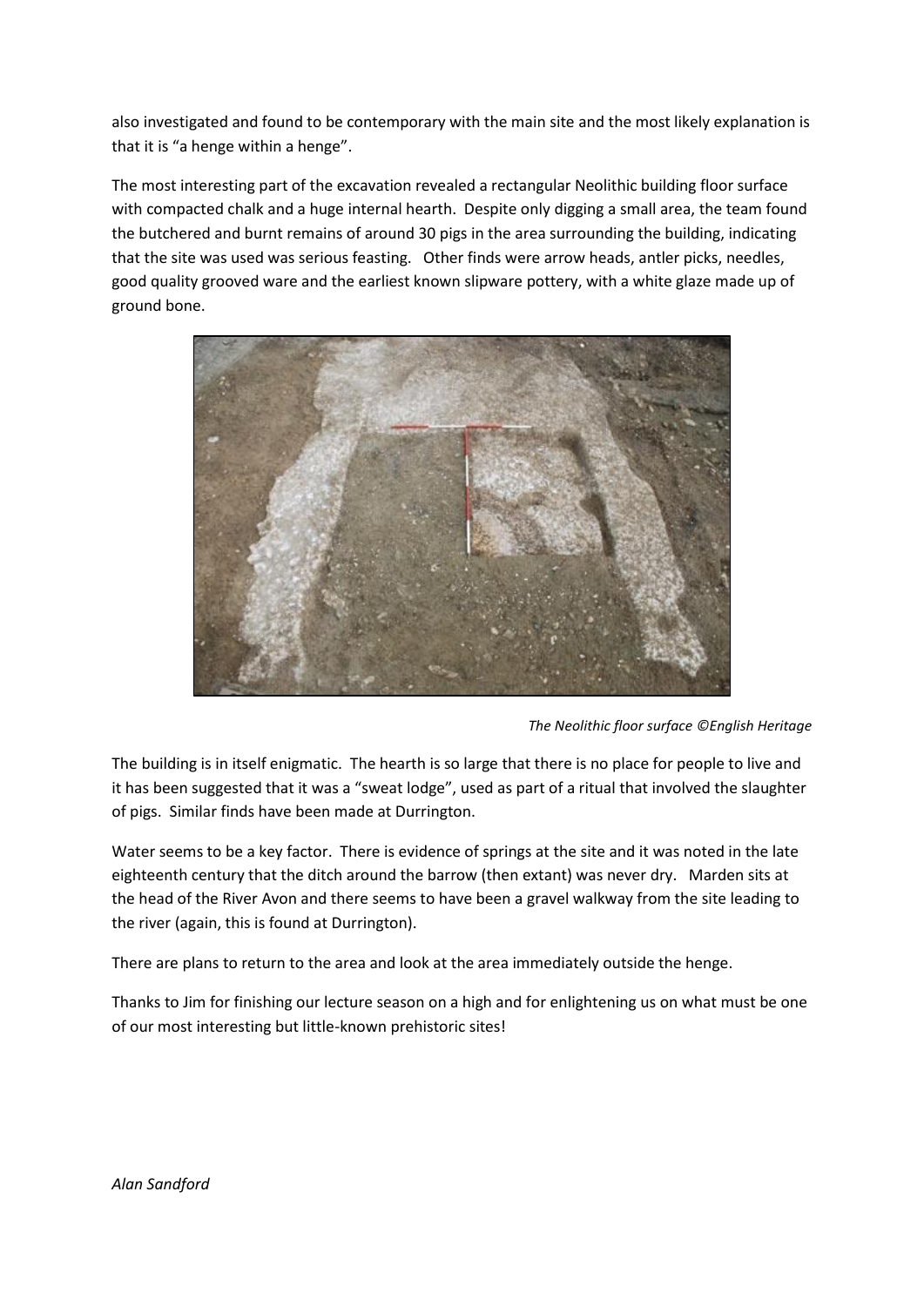also investigated and found to be contemporary with the main site and the most likely explanation is that it is "a henge within a henge".

The most interesting part of the excavation revealed a rectangular Neolithic building floor surface with compacted chalk and a huge internal hearth. Despite only digging a small area, the team found the butchered and burnt remains of around 30 pigs in the area surrounding the building, indicating that the site was used was serious feasting. Other finds were arrow heads, antler picks, needles, good quality grooved ware and the earliest known slipware pottery, with a white glaze made up of ground bone.

*The Neolithic floor surface ©English Heritage*

The building is in itself enigmatic. The hearth is so large that there is no place for people to live and it has been suggested that it was a "sweat lodge", used as part of a ritual that involved the slaughter of pigs. Similar finds have been made at Durrington.

Water seems to be a key factor. There is evidence of springs at the site and it was noted in the late eighteenth century that the ditch around the barrow (then extant) was never dry. Marden sits at the head of the River Avon and there seems to have been a gravel walkway from the site leading to the river (again, this is found at Durrington).

There are plans to return to the area and look at the area immediately outside the henge.

Thanks to Jim for finishing our lecture season on a high and for enlightening us on what must be one of our most interesting but little-known prehistoric sites!

*Alan Sandford*